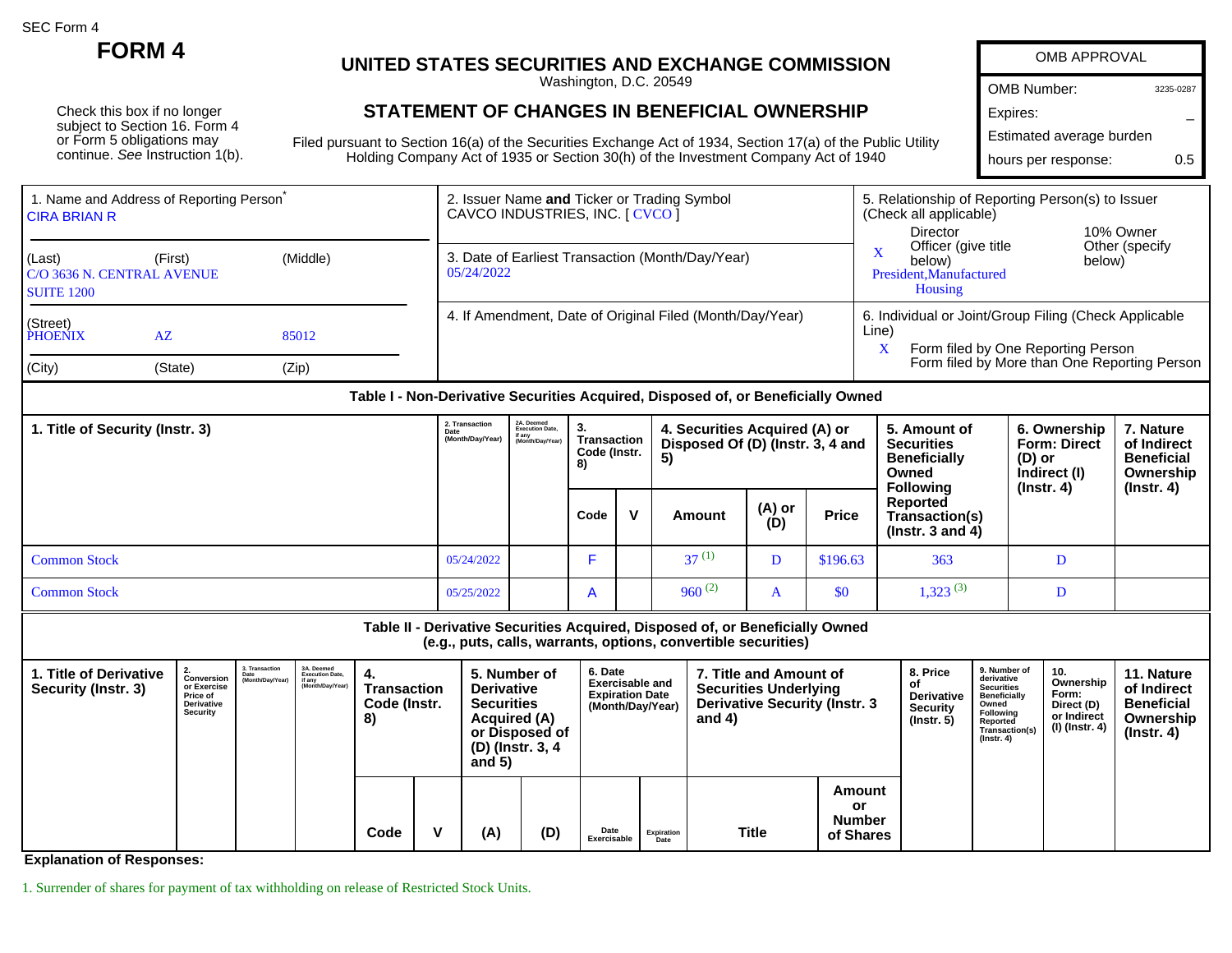SEC Form 4

# FORM 4

## UNITED STATES SECURITIES AND EXCHANGE COMMISSION

Washington, D.C. 20549

## STATEMENT OF CHANGES IN BENEFICIAL OWNERSHIP

Filed pursuant to Section 16(a) of the Securities Exchange Act of 1934, Section 17(a) of the Public Utility Holding Company Act of 1935 or Section 30(h) of the Investment Company Act of 1940

Check this box if no longer subject to Section 16. Form 4 or Form 5 obligations may continue. *See* Instruction 1(b).

| OMB APPROVAL | |
|---|---|
| OMB Number: | 3235-0287 |
| Expires: | – |
| Estimated average burden | |
| hours per response: | 0.5 |

| 1. Name and Address of Reporting Person* | 2. Issuer Name **and** Ticker or Trading Symbol | 5. Relationship of Reporting Person(s) to Issuer (Check all applicable) |
|---|---|---|
| CIRA BRIAN R | CAVCO INDUSTRIES, INC. [ CVCO ] | Director / 10% Owner |
| (Last) (First) (Middle) C/O 3636 N. CENTRAL AVENUE SUITE 1200 | 3. Date of Earliest Transaction (Month/Day/Year) 05/24/2022 | X Officer (give title below) / Other (specify below) President,Manufactured Housing |
| (Street) PHOENIX AZ 85012 | 4. If Amendment, Date of Original Filed (Month/Day/Year) | 6. Individual or Joint/Group Filing (Check Applicable Line) X Form filed by One Reporting Person / Form filed by More than One Reporting Person |
| (City) (State) (Zip) | | |

### Table I - Non-Derivative Securities Acquired, Disposed of, or Beneficially Owned

| 1. Title of Security (Instr. 3) | 2. Transaction Date (Month/Day/Year) | 2A. Deemed Execution Date, if any (Month/Day/Year) | 3. Transaction Code (Instr. 8) | | 4. Securities Acquired (A) or Disposed Of (D) (Instr. 3, 4 and 5) | | | 5. Amount of Securities Beneficially Owned Following Reported Transaction(s) (Instr. 3 and 4) | 6. Ownership Form: Direct (D) or Indirect (I) (Instr. 4) | 7. Nature of Indirect Beneficial Ownership (Instr. 4) |
|---|---|---|---|---|---|---|---|---|---|---|
| | | | Code | V | Amount | (A) or (D) | Price | | | |
| Common Stock | 05/24/2022 | | F | | 37 (1) | D | $196.63 | 363 | D | |
| Common Stock | 05/25/2022 | | A | | 960 (2) | A | $0 | 1,323 (3) | D | |

### Table II - Derivative Securities Acquired, Disposed of, or Beneficially Owned (e.g., puts, calls, warrants, options, convertible securities)

| 1. Title of Derivative Security (Instr. 3) | 2. Conversion or Exercise Price of Derivative Security | 3. Transaction Date (Month/Day/Year) | 3A. Deemed Execution Date, if any (Month/Day/Year) | 4. Transaction Code (Instr. 8) | | 5. Number of Derivative Securities Acquired (A) or Disposed of (D) (Instr. 3, 4 and 5) | | 6. Date Exercisable and Expiration Date (Month/Day/Year) | | 7. Title and Amount of Securities Underlying Derivative Security (Instr. 3 and 4) | | 8. Price of Derivative Security (Instr. 5) | 9. Number of derivative Securities Beneficially Owned Following Reported Transaction(s) (Instr. 4) | 10. Ownership Form: Direct (D) or Indirect (I) (Instr. 4) | 11. Nature of Indirect Beneficial Ownership (Instr. 4) |
|---|---|---|---|---|---|---|---|---|---|---|---|---|---|---|---|
| | | | | Code | V | (A) | (D) | Date Exercisable | Expiration Date | Title | Amount or Number of Shares | | | | |

**Explanation of Responses:**

1. Surrender of shares for payment of tax withholding on release of Restricted Stock Units.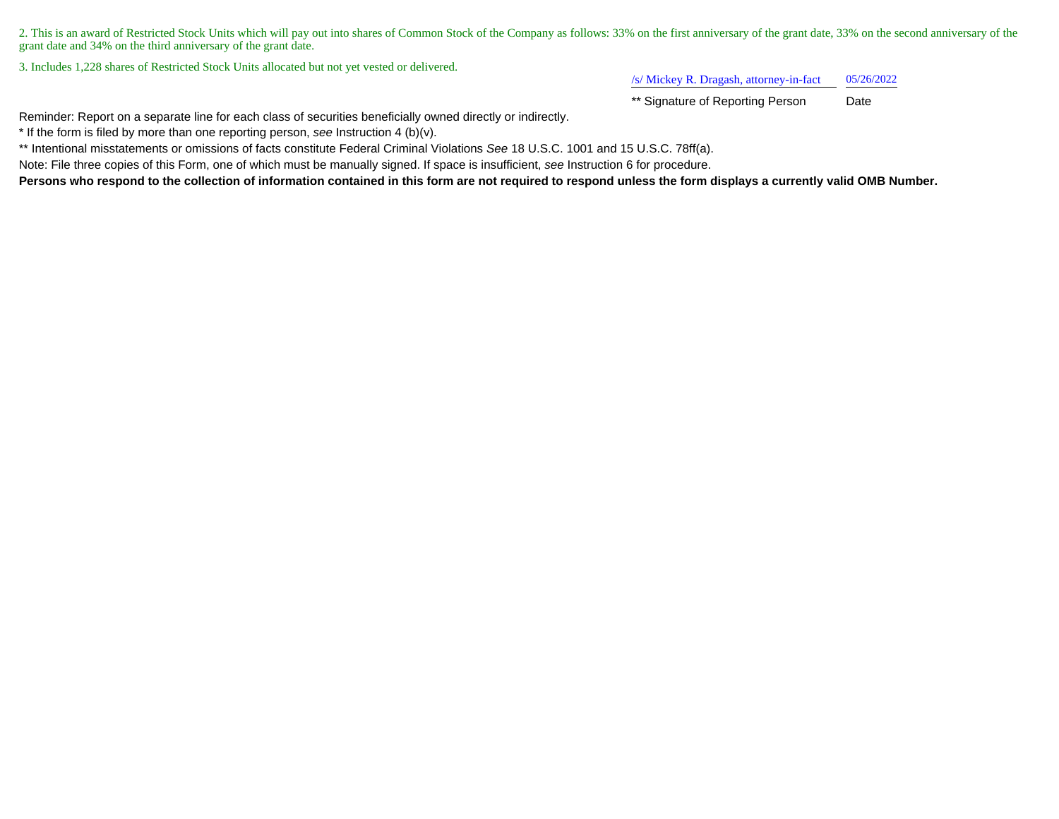2. This is an award of Restricted Stock Units which will pay out into shares of Common Stock of the Company as follows: 33% on the first anniversary of the grant date, 33% on the second anniversary of the grant date and 34% on the third anniversary of the grant date.

3. Includes 1,228 shares of Restricted Stock Units allocated but not yet vested or delivered.

| | |
|---|---|
| /s/ Mickey R. Dragash, attorney-in-fact | 05/26/2022 |
| ** Signature of Reporting Person | Date |

Reminder: Report on a separate line for each class of securities beneficially owned directly or indirectly.

* If the form is filed by more than one reporting person, *see* Instruction 4 (b)(v).

** Intentional misstatements or omissions of facts constitute Federal Criminal Violations *See* 18 U.S.C. 1001 and 15 U.S.C. 78ff(a).

Note: File three copies of this Form, one of which must be manually signed. If space is insufficient, *see* Instruction 6 for procedure.

**Persons who respond to the collection of information contained in this form are not required to respond unless the form displays a currently valid OMB Number.**